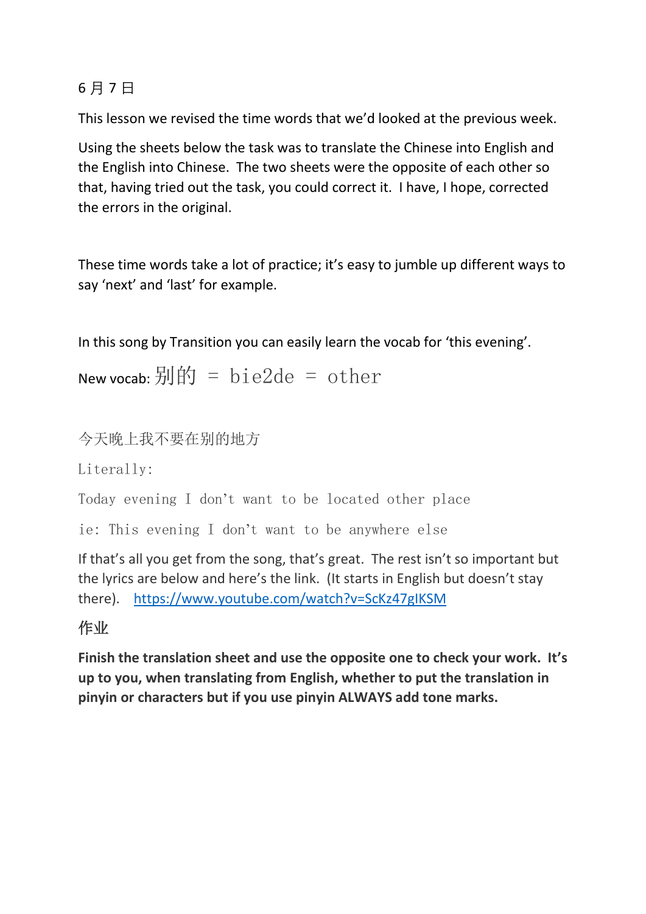6 月 7 日

This lesson we revised the time words that we'd looked at the previous week.

Using the sheets below the task was to translate the Chinese into English and the English into Chinese. The two sheets were the opposite of each other so that, having tried out the task, you could correct it. I have, I hope, corrected the errors in the original.

These time words take a lot of practice; it's easy to jumble up different ways to say 'next' and 'last' for example.

In this song by Transition you can easily learn the vocab for 'this evening'.

New vocab: 别的 = bie2de = other

今天晚上我不要在别的地方

Literally:

Today evening I don't want to be located other place

ie: This evening I don't want to be anywhere else

If that's all you get from the song, that's great. The rest isn't so important but the lyrics are below and here's the link. (It starts in English but doesn't stay there). https://www.youtube.com/watch?v=ScKz47gIKSM

**作业**

**Finish the translation sheet and use the opposite one to check your work. It's up to you, when translating from English, whether to put the translation in pinyin or characters but if you use pinyin ALWAYS add tone marks.**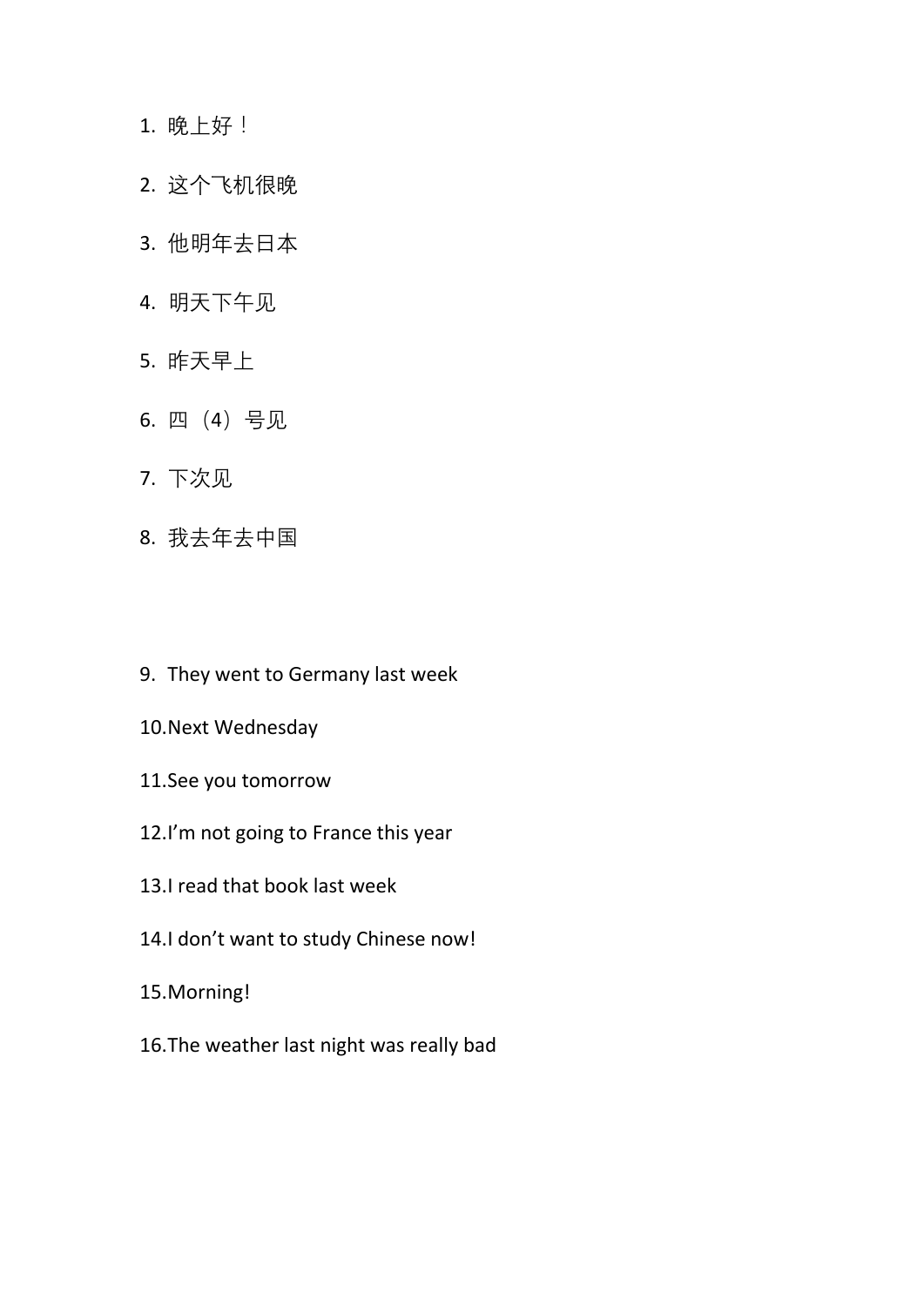1. 晚上好！
2. 这个飞机很晚
3. 他明年去日本
4. 明天下午见
5. 昨天早上
6. 四（4）号见
7. 下次见
8. 我去年去中国

9. They went to Germany last week
10. Next Wednesday
11. See you tomorrow
12. I'm not going to France this year
13. I read that book last week
14. I don't want to study Chinese now!
15. Morning!
16. The weather last night was really bad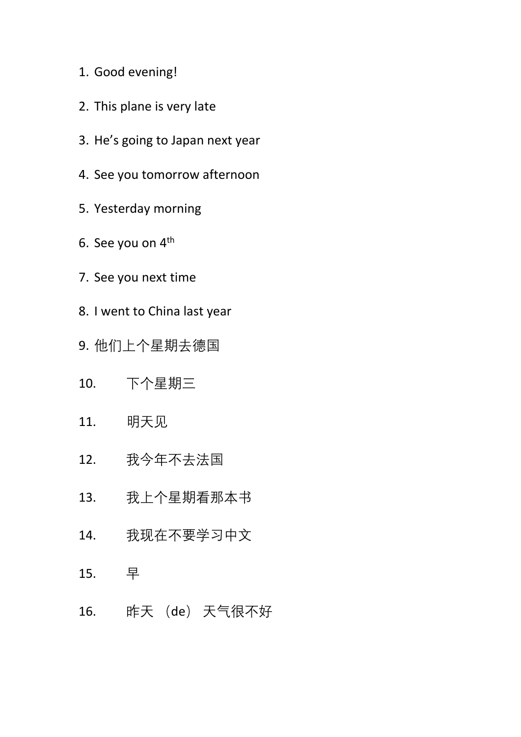1. Good evening!
2. This plane is very late
3. He’s going to Japan next year
4. See you tomorrow afternoon
5. Yesterday morning
6. See you on 4th
7. See you next time
8. I went to China last year
9. 他们上个星期去德国
10. 下个星期三
11. 明天见
12. 我今年不去法国
13. 我上个星期看那本书
14. 我现在不要学习中文
15. 早
16. 昨天（de）天气很不好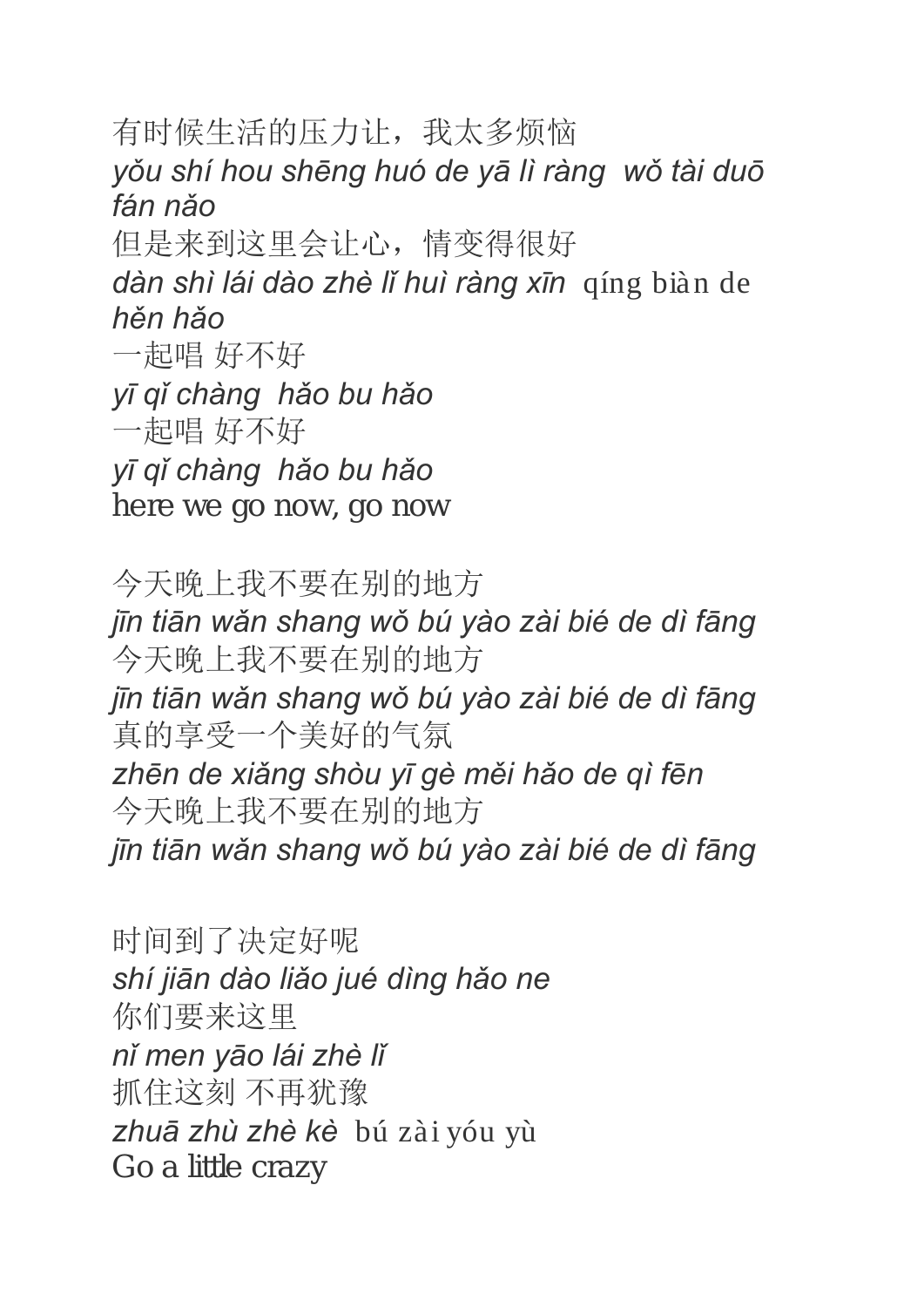有时候生活的压力让，我太多烦恼

*yǒu shí hou shēng huó de yā lì ràng  wǒ tài duō fán nǎo*

但是来到这里会让心，情变得很好

*dàn shì lái dào zhè lǐ huì ràng xīn* qíng biàn de *hěn hǎo*

一起唱 好不好

*yī qǐ chàng  hǎo bu hǎo*

一起唱 好不好

*yī qǐ chàng  hǎo bu hǎo*

here we go now, go now

今天晚上我不要在别的地方

*jīn tiān wǎn shang wǒ bú yào zài bié de dì fāng*

今天晚上我不要在别的地方

*jīn tiān wǎn shang wǒ bú yào zài bié de dì fāng*

真的享受一个美好的气氛

*zhēn de xiǎng shòu yī gè měi hǎo de qì fēn*

今天晚上我不要在别的地方

*jīn tiān wǎn shang wǒ bú yào zài bié de dì fāng*

时间到了决定好呢

*shí jiān dào liǎo jué dìng hǎo ne*

你们要来这里

*nǐ men yāo lái zhè lǐ*

抓住这刻 不再犹豫

*zhuā zhù zhè kè* bú zài yóu yù

Go a little crazy